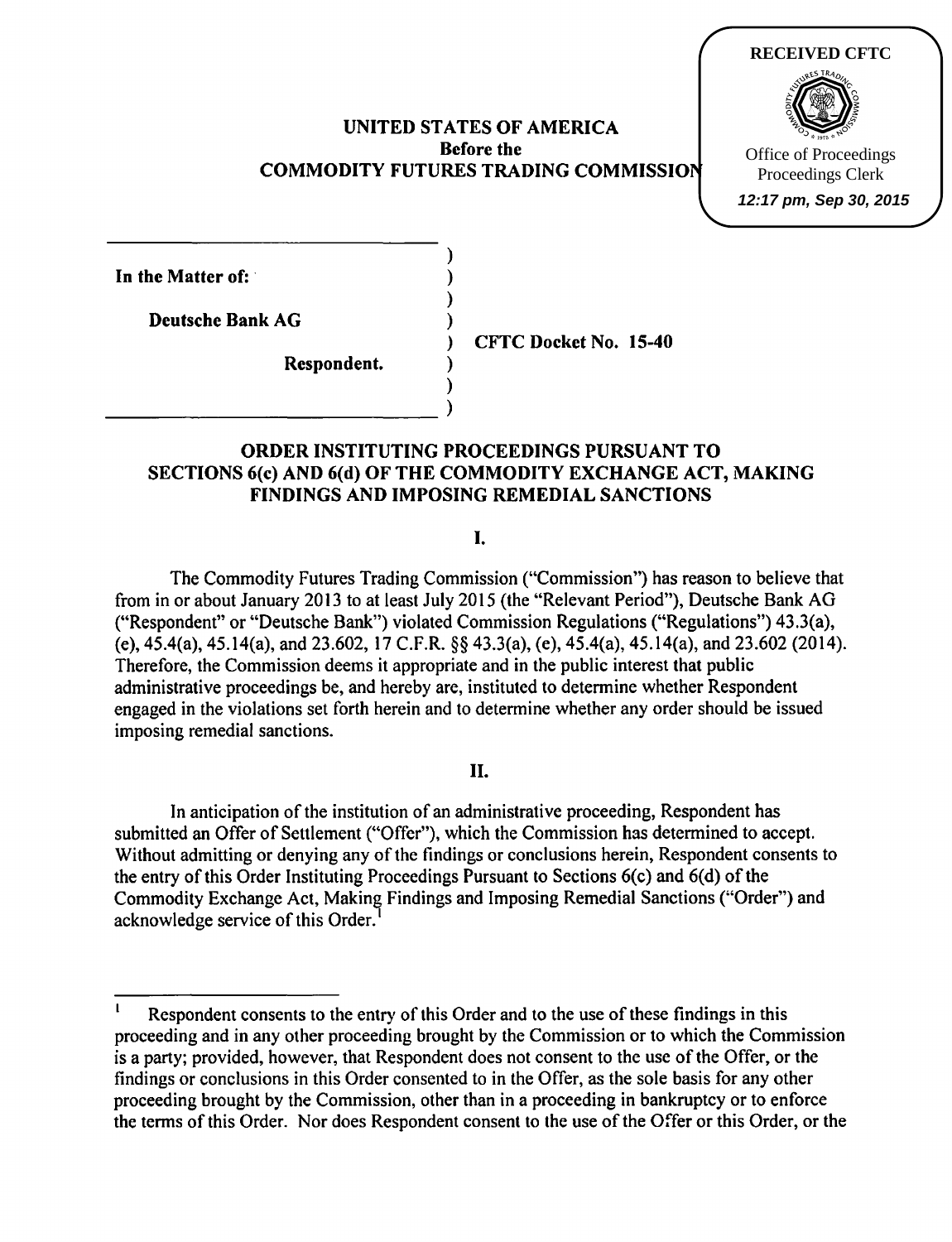RECEIVED CFTC

Office of Proceedings
Proceedings Clerk
12:17 pm, Sep 30, 2015

**UNITED STATES OF AMERICA**
**Before the**
**COMMODITY FUTURES TRADING COMMISSION**

**In the Matter of:**

**Deutsche Bank AG**

**Respondent.**

**CFTC Docket No. 15-40**

## ORDER INSTITUTING PROCEEDINGS PURSUANT TO SECTIONS 6(c) AND 6(d) OF THE COMMODITY EXCHANGE ACT, MAKING FINDINGS AND IMPOSING REMEDIAL SANCTIONS

### I.

The Commodity Futures Trading Commission ("Commission") has reason to believe that from in or about January 2013 to at least July 2015 (the "Relevant Period"), Deutsche Bank AG ("Respondent" or "Deutsche Bank") violated Commission Regulations ("Regulations") 43.3(a), (e), 45.4(a), 45.14(a), and 23.602, 17 C.F.R. §§ 43.3(a), (e), 45.4(a), 45.14(a), and 23.602 (2014). Therefore, the Commission deems it appropriate and in the public interest that public administrative proceedings be, and hereby are, instituted to determine whether Respondent engaged in the violations set forth herein and to determine whether any order should be issued imposing remedial sanctions.

### II.

In anticipation of the institution of an administrative proceeding, Respondent has submitted an Offer of Settlement ("Offer"), which the Commission has determined to accept. Without admitting or denying any of the findings or conclusions herein, Respondent consents to the entry of this Order Instituting Proceedings Pursuant to Sections 6(c) and 6(d) of the Commodity Exchange Act, Making Findings and Imposing Remedial Sanctions ("Order") and acknowledge service of this Order.[1]

[1] Respondent consents to the entry of this Order and to the use of these findings in this proceeding and in any other proceeding brought by the Commission or to which the Commission is a party; provided, however, that Respondent does not consent to the use of the Offer, or the findings or conclusions in this Order consented to in the Offer, as the sole basis for any other proceeding brought by the Commission, other than in a proceeding in bankruptcy or to enforce the terms of this Order. Nor does Respondent consent to the use of the Offer or this Order, or the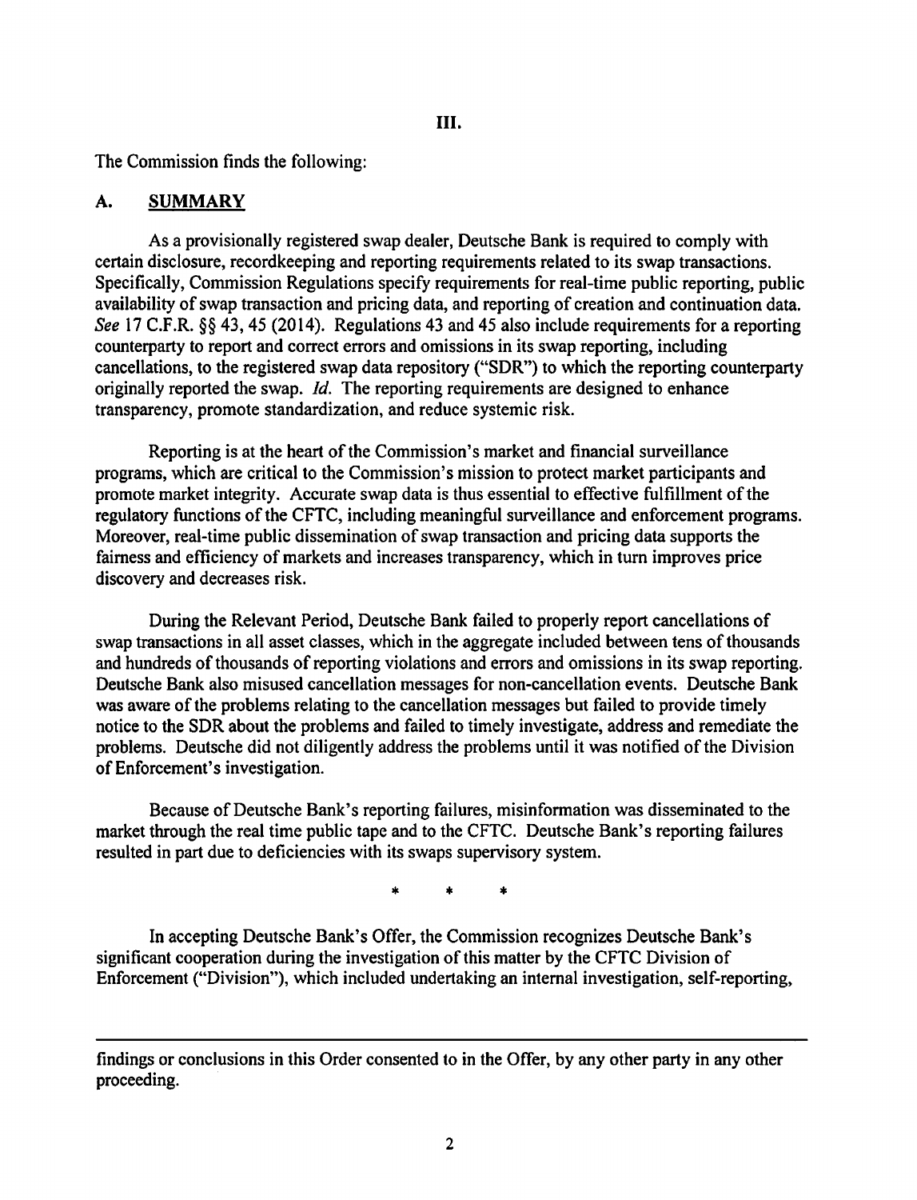## III.

The Commission finds the following:

### A. SUMMARY

As a provisionally registered swap dealer, Deutsche Bank is required to comply with certain disclosure, recordkeeping and reporting requirements related to its swap transactions. Specifically, Commission Regulations specify requirements for real-time public reporting, public availability of swap transaction and pricing data, and reporting of creation and continuation data. *See* 17 C.F.R. §§ 43, 45 (2014). Regulations 43 and 45 also include requirements for a reporting counterparty to report and correct errors and omissions in its swap reporting, including cancellations, to the registered swap data repository ("SDR") to which the reporting counterparty originally reported the swap. *Id.* The reporting requirements are designed to enhance transparency, promote standardization, and reduce systemic risk.

Reporting is at the heart of the Commission's market and financial surveillance programs, which are critical to the Commission's mission to protect market participants and promote market integrity. Accurate swap data is thus essential to effective fulfillment of the regulatory functions of the CFTC, including meaningful surveillance and enforcement programs. Moreover, real-time public dissemination of swap transaction and pricing data supports the fairness and efficiency of markets and increases transparency, which in turn improves price discovery and decreases risk.

During the Relevant Period, Deutsche Bank failed to properly report cancellations of swap transactions in all asset classes, which in the aggregate included between tens of thousands and hundreds of thousands of reporting violations and errors and omissions in its swap reporting. Deutsche Bank also misused cancellation messages for non-cancellation events. Deutsche Bank was aware of the problems relating to the cancellation messages but failed to provide timely notice to the SDR about the problems and failed to timely investigate, address and remediate the problems. Deutsche did not diligently address the problems until it was notified of the Division of Enforcement's investigation.

Because of Deutsche Bank's reporting failures, misinformation was disseminated to the market through the real time public tape and to the CFTC. Deutsche Bank's reporting failures resulted in part due to deficiencies with its swaps supervisory system.

\* \* \*

In accepting Deutsche Bank's Offer, the Commission recognizes Deutsche Bank's significant cooperation during the investigation of this matter by the CFTC Division of Enforcement ("Division"), which included undertaking an internal investigation, self-reporting,

---

findings or conclusions in this Order consented to in the Offer, by any other party in any other proceeding.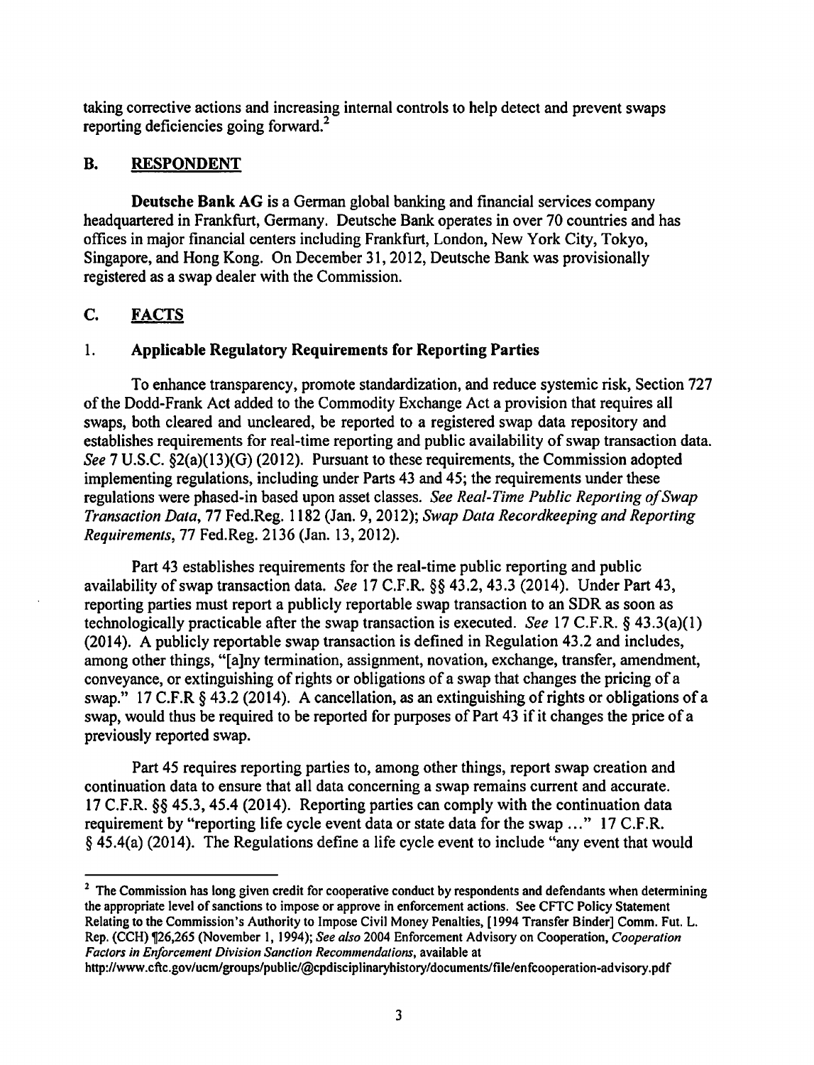taking corrective actions and increasing internal controls to help detect and prevent swaps reporting deficiencies going forward.[2]

## B. RESPONDENT

**Deutsche Bank AG** is a German global banking and financial services company headquartered in Frankfurt, Germany. Deutsche Bank operates in over 70 countries and has offices in major financial centers including Frankfurt, London, New York City, Tokyo, Singapore, and Hong Kong. On December 31, 2012, Deutsche Bank was provisionally registered as a swap dealer with the Commission.

## C. FACTS

### 1. Applicable Regulatory Requirements for Reporting Parties

To enhance transparency, promote standardization, and reduce systemic risk, Section 727 of the Dodd-Frank Act added to the Commodity Exchange Act a provision that requires all swaps, both cleared and uncleared, be reported to a registered swap data repository and establishes requirements for real-time reporting and public availability of swap transaction data. *See* 7 U.S.C. §2(a)(13)(G) (2012). Pursuant to these requirements, the Commission adopted implementing regulations, including under Parts 43 and 45; the requirements under these regulations were phased-in based upon asset classes. *See Real-Time Public Reporting of Swap Transaction Data*, 77 Fed.Reg. 1182 (Jan. 9, 2012); *Swap Data Recordkeeping and Reporting Requirements*, 77 Fed.Reg. 2136 (Jan. 13, 2012).

Part 43 establishes requirements for the real-time public reporting and public availability of swap transaction data. *See* 17 C.F.R. §§ 43.2, 43.3 (2014). Under Part 43, reporting parties must report a publicly reportable swap transaction to an SDR as soon as technologically practicable after the swap transaction is executed. *See* 17 C.F.R. § 43.3(a)(1) (2014). A publicly reportable swap transaction is defined in Regulation 43.2 and includes, among other things, "[a]ny termination, assignment, novation, exchange, transfer, amendment, conveyance, or extinguishing of rights or obligations of a swap that changes the pricing of a swap." 17 C.F.R § 43.2 (2014). A cancellation, as an extinguishing of rights or obligations of a swap, would thus be required to be reported for purposes of Part 43 if it changes the price of a previously reported swap.

Part 45 requires reporting parties to, among other things, report swap creation and continuation data to ensure that all data concerning a swap remains current and accurate. 17 C.F.R. §§ 45.3, 45.4 (2014). Reporting parties can comply with the continuation data requirement by "reporting life cycle event data or state data for the swap ..." 17 C.F.R. § 45.4(a) (2014). The Regulations define a life cycle event to include "any event that would

---

[2] The Commission has long given credit for cooperative conduct by respondents and defendants when determining the appropriate level of sanctions to impose or approve in enforcement actions. See CFTC Policy Statement Relating to the Commission's Authority to Impose Civil Money Penalties, [1994 Transfer Binder] Comm. Fut. L. Rep. (CCH) ¶26,265 (November 1, 1994); *See also* 2004 Enforcement Advisory on Cooperation, *Cooperation Factors in Enforcement Division Sanction Recommendations*, available at http://www.cftc.gov/ucm/groups/public/@cpdisciplinaryhistory/documents/file/enfcooperation-advisory.pdf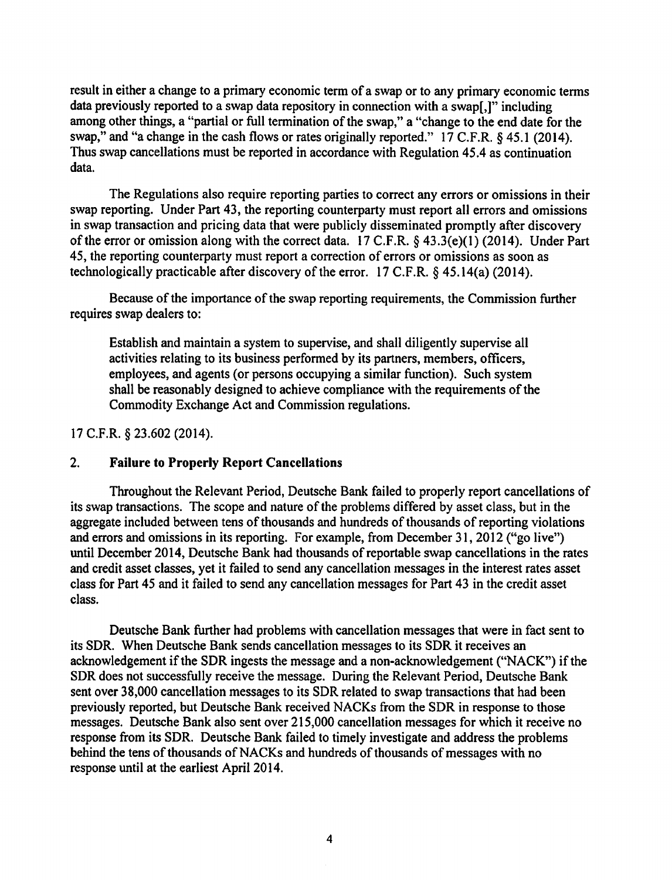result in either a change to a primary economic term of a swap or to any primary economic terms data previously reported to a swap data repository in connection with a swap[,]" including among other things, a "partial or full termination of the swap," a "change to the end date for the swap," and "a change in the cash flows or rates originally reported." 17 C.F.R. § 45.1 (2014). Thus swap cancellations must be reported in accordance with Regulation 45.4 as continuation data.

The Regulations also require reporting parties to correct any errors or omissions in their swap reporting. Under Part 43, the reporting counterparty must report all errors and omissions in swap transaction and pricing data that were publicly disseminated promptly after discovery of the error or omission along with the correct data. 17 C.F.R. § 43.3(e)(1) (2014). Under Part 45, the reporting counterparty must report a correction of errors or omissions as soon as technologically practicable after discovery of the error. 17 C.F.R. § 45.14(a) (2014).

Because of the importance of the swap reporting requirements, the Commission further requires swap dealers to:

> Establish and maintain a system to supervise, and shall diligently supervise all activities relating to its business performed by its partners, members, officers, employees, and agents (or persons occupying a similar function). Such system shall be reasonably designed to achieve compliance with the requirements of the Commodity Exchange Act and Commission regulations.

17 C.F.R. § 23.602 (2014).

## 2. Failure to Properly Report Cancellations

Throughout the Relevant Period, Deutsche Bank failed to properly report cancellations of its swap transactions. The scope and nature of the problems differed by asset class, but in the aggregate included between tens of thousands and hundreds of thousands of reporting violations and errors and omissions in its reporting. For example, from December 31, 2012 ("go live") until December 2014, Deutsche Bank had thousands of reportable swap cancellations in the rates and credit asset classes, yet it failed to send any cancellation messages in the interest rates asset class for Part 45 and it failed to send any cancellation messages for Part 43 in the credit asset class.

Deutsche Bank further had problems with cancellation messages that were in fact sent to its SDR. When Deutsche Bank sends cancellation messages to its SDR it receives an acknowledgement if the SDR ingests the message and a non-acknowledgement ("NACK") if the SDR does not successfully receive the message. During the Relevant Period, Deutsche Bank sent over 38,000 cancellation messages to its SDR related to swap transactions that had been previously reported, but Deutsche Bank received NACKs from the SDR in response to those messages. Deutsche Bank also sent over 215,000 cancellation messages for which it receive no response from its SDR. Deutsche Bank failed to timely investigate and address the problems behind the tens of thousands of NACKs and hundreds of thousands of messages with no response until at the earliest April 2014.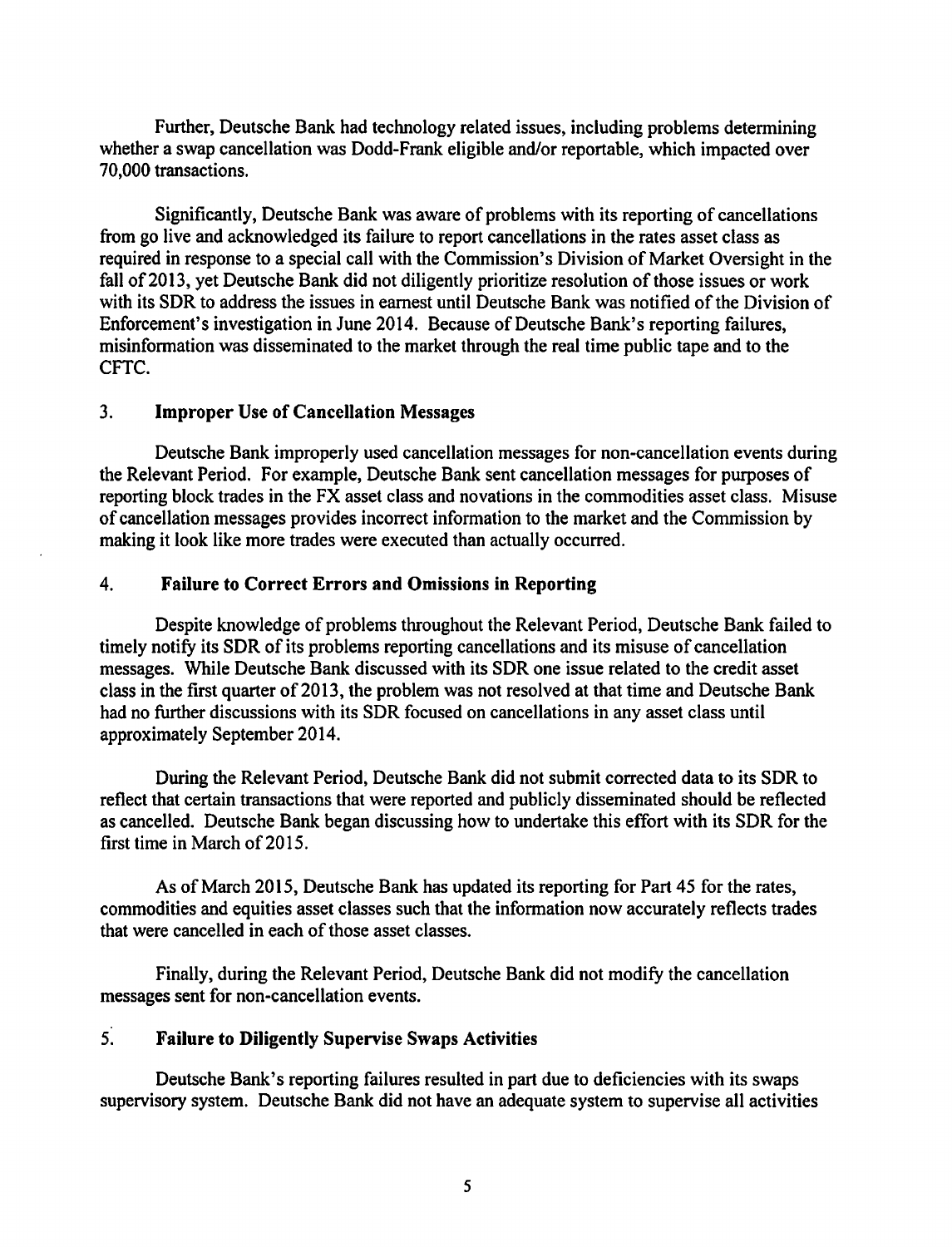Further, Deutsche Bank had technology related issues, including problems determining whether a swap cancellation was Dodd-Frank eligible and/or reportable, which impacted over 70,000 transactions.

Significantly, Deutsche Bank was aware of problems with its reporting of cancellations from go live and acknowledged its failure to report cancellations in the rates asset class as required in response to a special call with the Commission's Division of Market Oversight in the fall of 2013, yet Deutsche Bank did not diligently prioritize resolution of those issues or work with its SDR to address the issues in earnest until Deutsche Bank was notified of the Division of Enforcement's investigation in June 2014. Because of Deutsche Bank's reporting failures, misinformation was disseminated to the market through the real time public tape and to the CFTC.

### 3. Improper Use of Cancellation Messages

Deutsche Bank improperly used cancellation messages for non-cancellation events during the Relevant Period. For example, Deutsche Bank sent cancellation messages for purposes of reporting block trades in the FX asset class and novations in the commodities asset class. Misuse of cancellation messages provides incorrect information to the market and the Commission by making it look like more trades were executed than actually occurred.

### 4. Failure to Correct Errors and Omissions in Reporting

Despite knowledge of problems throughout the Relevant Period, Deutsche Bank failed to timely notify its SDR of its problems reporting cancellations and its misuse of cancellation messages. While Deutsche Bank discussed with its SDR one issue related to the credit asset class in the first quarter of 2013, the problem was not resolved at that time and Deutsche Bank had no further discussions with its SDR focused on cancellations in any asset class until approximately September 2014.

During the Relevant Period, Deutsche Bank did not submit corrected data to its SDR to reflect that certain transactions that were reported and publicly disseminated should be reflected as cancelled. Deutsche Bank began discussing how to undertake this effort with its SDR for the first time in March of 2015.

As of March 2015, Deutsche Bank has updated its reporting for Part 45 for the rates, commodities and equities asset classes such that the information now accurately reflects trades that were cancelled in each of those asset classes.

Finally, during the Relevant Period, Deutsche Bank did not modify the cancellation messages sent for non-cancellation events.

### 5. Failure to Diligently Supervise Swaps Activities

Deutsche Bank's reporting failures resulted in part due to deficiencies with its swaps supervisory system. Deutsche Bank did not have an adequate system to supervise all activities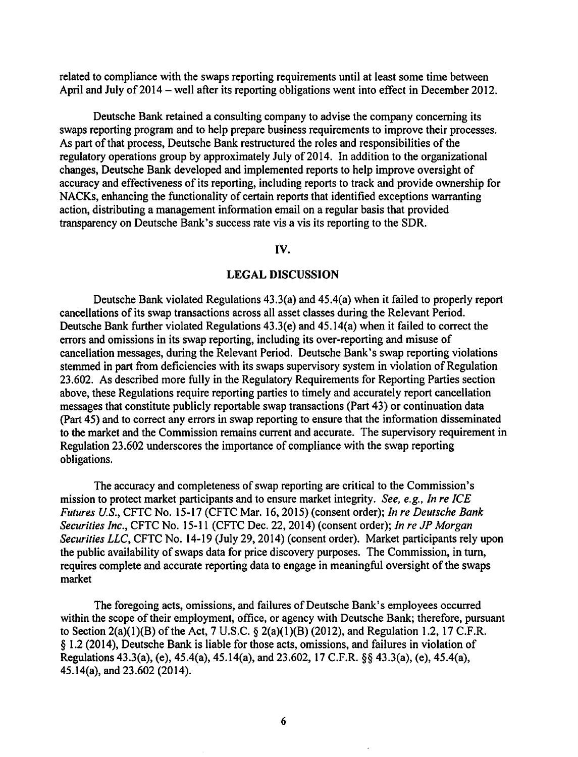related to compliance with the swaps reporting requirements until at least some time between April and July of 2014 – well after its reporting obligations went into effect in December 2012.

Deutsche Bank retained a consulting company to advise the company concerning its swaps reporting program and to help prepare business requirements to improve their processes. As part of that process, Deutsche Bank restructured the roles and responsibilities of the regulatory operations group by approximately July of 2014. In addition to the organizational changes, Deutsche Bank developed and implemented reports to help improve oversight of accuracy and effectiveness of its reporting, including reports to track and provide ownership for NACKs, enhancing the functionality of certain reports that identified exceptions warranting action, distributing a management information email on a regular basis that provided transparency on Deutsche Bank's success rate vis a vis its reporting to the SDR.

## IV.

## LEGAL DISCUSSION

Deutsche Bank violated Regulations 43.3(a) and 45.4(a) when it failed to properly report cancellations of its swap transactions across all asset classes during the Relevant Period. Deutsche Bank further violated Regulations 43.3(e) and 45.14(a) when it failed to correct the errors and omissions in its swap reporting, including its over-reporting and misuse of cancellation messages, during the Relevant Period. Deutsche Bank's swap reporting violations stemmed in part from deficiencies with its swaps supervisory system in violation of Regulation 23.602. As described more fully in the Regulatory Requirements for Reporting Parties section above, these Regulations require reporting parties to timely and accurately report cancellation messages that constitute publicly reportable swap transactions (Part 43) or continuation data (Part 45) and to correct any errors in swap reporting to ensure that the information disseminated to the market and the Commission remains current and accurate. The supervisory requirement in Regulation 23.602 underscores the importance of compliance with the swap reporting obligations.

The accuracy and completeness of swap reporting are critical to the Commission's mission to protect market participants and to ensure market integrity. *See, e.g., In re ICE Futures U.S.*, CFTC No. 15-17 (CFTC Mar. 16, 2015) (consent order); *In re Deutsche Bank Securities Inc.*, CFTC No. 15-11 (CFTC Dec. 22, 2014) (consent order); *In re JP Morgan Securities LLC*, CFTC No. 14-19 (July 29, 2014) (consent order). Market participants rely upon the public availability of swaps data for price discovery purposes. The Commission, in turn, requires complete and accurate reporting data to engage in meaningful oversight of the swaps market

The foregoing acts, omissions, and failures of Deutsche Bank's employees occurred within the scope of their employment, office, or agency with Deutsche Bank; therefore, pursuant to Section 2(a)(1)(B) of the Act, 7 U.S.C. § 2(a)(1)(B) (2012), and Regulation 1.2, 17 C.F.R. § 1.2 (2014), Deutsche Bank is liable for those acts, omissions, and failures in violation of Regulations 43.3(a), (e), 45.4(a), 45.14(a), and 23.602, 17 C.F.R. §§ 43.3(a), (e), 45.4(a), 45.14(a), and 23.602 (2014).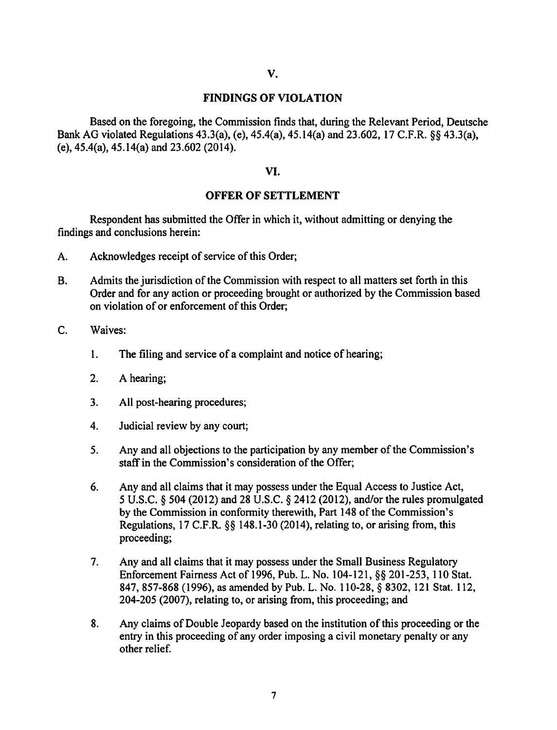## V.

## FINDINGS OF VIOLATION

Based on the foregoing, the Commission finds that, during the Relevant Period, Deutsche Bank AG violated Regulations 43.3(a), (e), 45.4(a), 45.14(a) and 23.602, 17 C.F.R. §§ 43.3(a), (e), 45.4(a), 45.14(a) and 23.602 (2014).

## VI.

## OFFER OF SETTLEMENT

Respondent has submitted the Offer in which it, without admitting or denying the findings and conclusions herein:

A. Acknowledges receipt of service of this Order;

B. Admits the jurisdiction of the Commission with respect to all matters set forth in this Order and for any action or proceeding brought or authorized by the Commission based on violation of or enforcement of this Order;

C. Waives:

   1. The filing and service of a complaint and notice of hearing;

   2. A hearing;

   3. All post-hearing procedures;

   4. Judicial review by any court;

   5. Any and all objections to the participation by any member of the Commission's staff in the Commission's consideration of the Offer;

   6. Any and all claims that it may possess under the Equal Access to Justice Act, 5 U.S.C. § 504 (2012) and 28 U.S.C. § 2412 (2012), and/or the rules promulgated by the Commission in conformity therewith, Part 148 of the Commission's Regulations, 17 C.F.R. §§ 148.1-30 (2014), relating to, or arising from, this proceeding;

   7. Any and all claims that it may possess under the Small Business Regulatory Enforcement Fairness Act of 1996, Pub. L. No. 104-121, §§ 201-253, 110 Stat. 847, 857-868 (1996), as amended by Pub. L. No. 110-28, § 8302, 121 Stat. 112, 204-205 (2007), relating to, or arising from, this proceeding; and

   8. Any claims of Double Jeopardy based on the institution of this proceeding or the entry in this proceeding of any order imposing a civil monetary penalty or any other relief.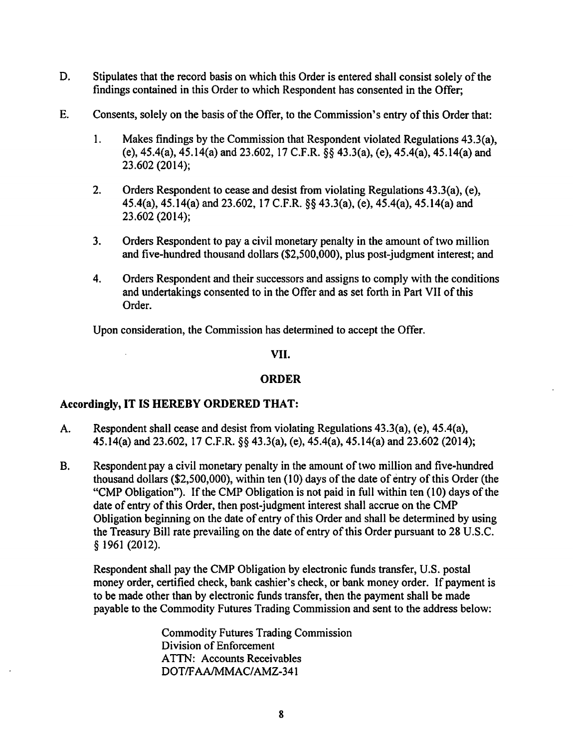D. Stipulates that the record basis on which this Order is entered shall consist solely of the findings contained in this Order to which Respondent has consented in the Offer;

E. Consents, solely on the basis of the Offer, to the Commission's entry of this Order that:

   1. Makes findings by the Commission that Respondent violated Regulations 43.3(a), (e), 45.4(a), 45.14(a) and 23.602, 17 C.F.R. §§ 43.3(a), (e), 45.4(a), 45.14(a) and 23.602 (2014);

   2. Orders Respondent to cease and desist from violating Regulations 43.3(a), (e), 45.4(a), 45.14(a) and 23.602, 17 C.F.R. §§ 43.3(a), (e), 45.4(a), 45.14(a) and 23.602 (2014);

   3. Orders Respondent to pay a civil monetary penalty in the amount of two million and five-hundred thousand dollars ($2,500,000), plus post-judgment interest; and

   4. Orders Respondent and their successors and assigns to comply with the conditions and undertakings consented to in the Offer and as set forth in Part VII of this Order.

Upon consideration, the Commission has determined to accept the Offer.

## VII.

## ORDER

**Accordingly, IT IS HEREBY ORDERED THAT:**

A. Respondent shall cease and desist from violating Regulations 43.3(a), (e), 45.4(a), 45.14(a) and 23.602, 17 C.F.R. §§ 43.3(a), (e), 45.4(a), 45.14(a) and 23.602 (2014);

B. Respondent pay a civil monetary penalty in the amount of two million and five-hundred thousand dollars ($2,500,000), within ten (10) days of the date of entry of this Order (the "CMP Obligation"). If the CMP Obligation is not paid in full within ten (10) days of the date of entry of this Order, then post-judgment interest shall accrue on the CMP Obligation beginning on the date of entry of this Order and shall be determined by using the Treasury Bill rate prevailing on the date of entry of this Order pursuant to 28 U.S.C. § 1961 (2012).

   Respondent shall pay the CMP Obligation by electronic funds transfer, U.S. postal money order, certified check, bank cashier's check, or bank money order. If payment is to be made other than by electronic funds transfer, then the payment shall be made payable to the Commodity Futures Trading Commission and sent to the address below:

   Commodity Futures Trading Commission
   Division of Enforcement
   ATTN: Accounts Receivables
   DOT/FAA/MMAC/AMZ-341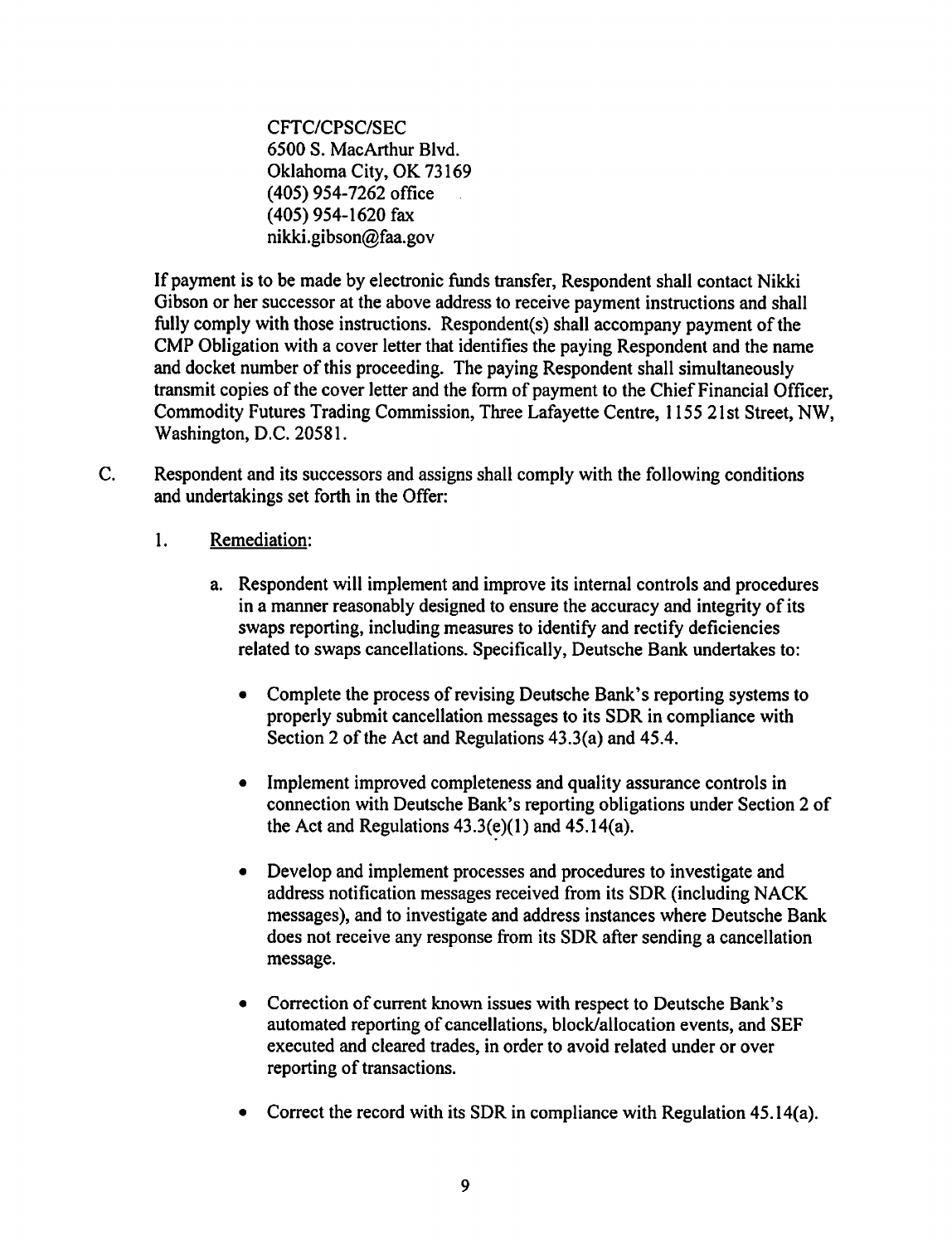CFTC/CPSC/SEC
6500 S. MacArthur Blvd.
Oklahoma City, OK 73169
(405) 954-7262 office
(405) 954-1620 fax
nikki.gibson@faa.gov

If payment is to be made by electronic funds transfer, Respondent shall contact Nikki Gibson or her successor at the above address to receive payment instructions and shall fully comply with those instructions. Respondent(s) shall accompany payment of the CMP Obligation with a cover letter that identifies the paying Respondent and the name and docket number of this proceeding. The paying Respondent shall simultaneously transmit copies of the cover letter and the form of payment to the Chief Financial Officer, Commodity Futures Trading Commission, Three Lafayette Centre, 1155 21st Street, NW, Washington, D.C. 20581.

C. Respondent and its successors and assigns shall comply with the following conditions and undertakings set forth in the Offer:

1. Remediation:

a. Respondent will implement and improve its internal controls and procedures in a manner reasonably designed to ensure the accuracy and integrity of its swaps reporting, including measures to identify and rectify deficiencies related to swaps cancellations. Specifically, Deutsche Bank undertakes to:

- Complete the process of revising Deutsche Bank's reporting systems to properly submit cancellation messages to its SDR in compliance with Section 2 of the Act and Regulations 43.3(a) and 45.4.

- Implement improved completeness and quality assurance controls in connection with Deutsche Bank's reporting obligations under Section 2 of the Act and Regulations 43.3(e)(1) and 45.14(a).

- Develop and implement processes and procedures to investigate and address notification messages received from its SDR (including NACK messages), and to investigate and address instances where Deutsche Bank does not receive any response from its SDR after sending a cancellation message.

- Correction of current known issues with respect to Deutsche Bank's automated reporting of cancellations, block/allocation events, and SEF executed and cleared trades, in order to avoid related under or over reporting of transactions.

- Correct the record with its SDR in compliance with Regulation 45.14(a).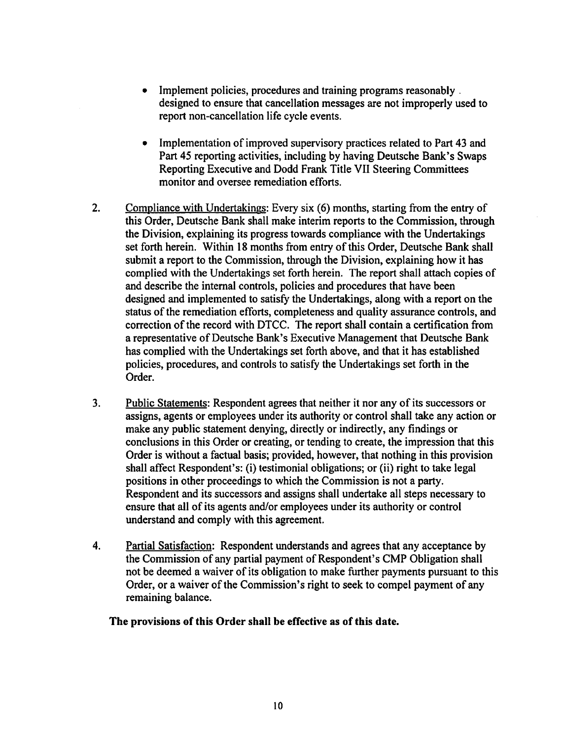- Implement policies, procedures and training programs reasonably designed to ensure that cancellation messages are not improperly used to report non-cancellation life cycle events.

- Implementation of improved supervisory practices related to Part 43 and Part 45 reporting activities, including by having Deutsche Bank's Swaps Reporting Executive and Dodd Frank Title VII Steering Committees monitor and oversee remediation efforts.

2. Compliance with Undertakings: Every six (6) months, starting from the entry of this Order, Deutsche Bank shall make interim reports to the Commission, through the Division, explaining its progress towards compliance with the Undertakings set forth herein. Within 18 months from entry of this Order, Deutsche Bank shall submit a report to the Commission, through the Division, explaining how it has complied with the Undertakings set forth herein. The report shall attach copies of and describe the internal controls, policies and procedures that have been designed and implemented to satisfy the Undertakings, along with a report on the status of the remediation efforts, completeness and quality assurance controls, and correction of the record with DTCC. The report shall contain a certification from a representative of Deutsche Bank's Executive Management that Deutsche Bank has complied with the Undertakings set forth above, and that it has established policies, procedures, and controls to satisfy the Undertakings set forth in the Order.

3. Public Statements: Respondent agrees that neither it nor any of its successors or assigns, agents or employees under its authority or control shall take any action or make any public statement denying, directly or indirectly, any findings or conclusions in this Order or creating, or tending to create, the impression that this Order is without a factual basis; provided, however, that nothing in this provision shall affect Respondent's: (i) testimonial obligations; or (ii) right to take legal positions in other proceedings to which the Commission is not a party. Respondent and its successors and assigns shall undertake all steps necessary to ensure that all of its agents and/or employees under its authority or control understand and comply with this agreement.

4. Partial Satisfaction: Respondent understands and agrees that any acceptance by the Commission of any partial payment of Respondent's CMP Obligation shall not be deemed a waiver of its obligation to make further payments pursuant to this Order, or a waiver of the Commission's right to seek to compel payment of any remaining balance.

**The provisions of this Order shall be effective as of this date.**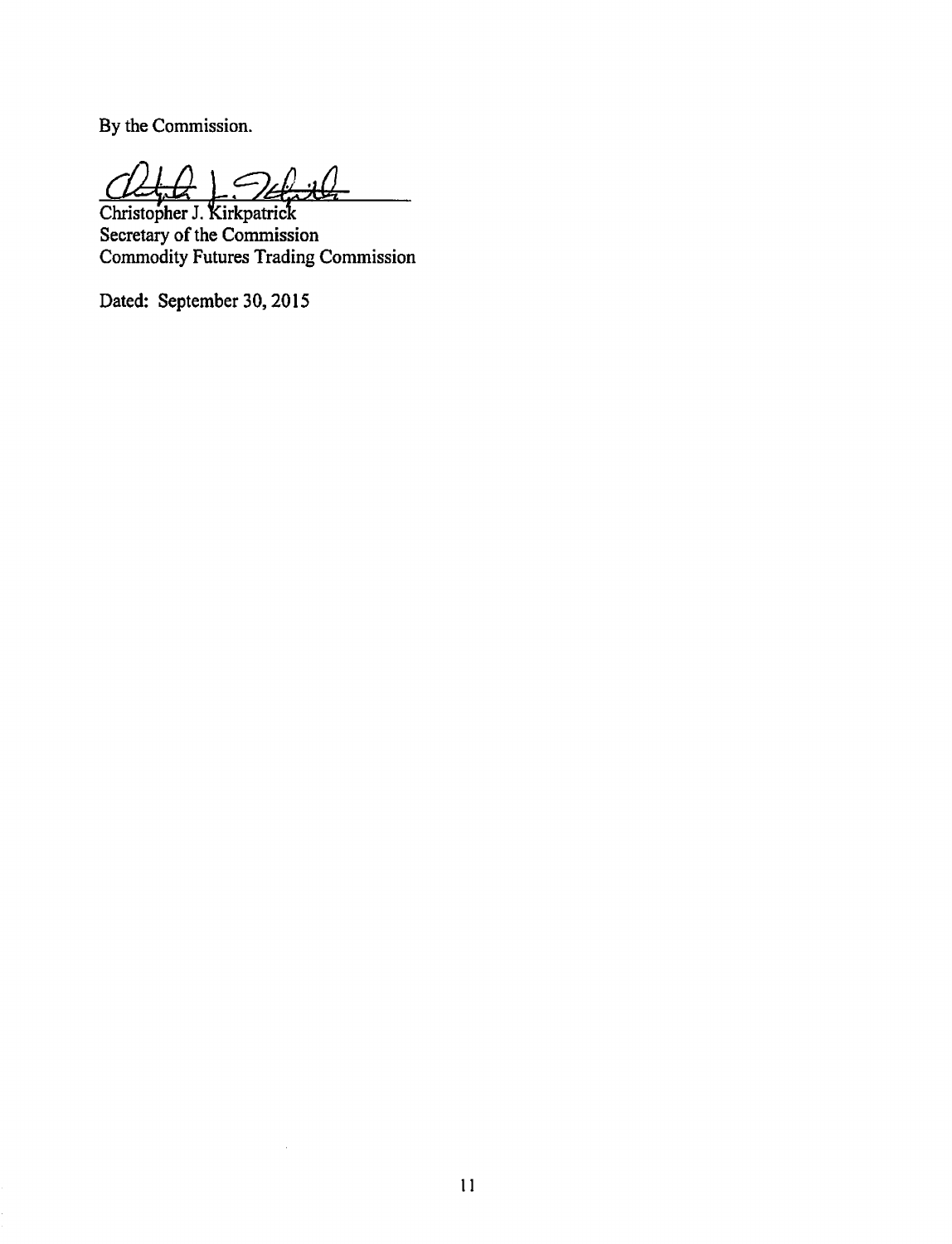By the Commission.

Christopher J. Kirkpatrick
Secretary of the Commission
Commodity Futures Trading Commission

Dated: September 30, 2015